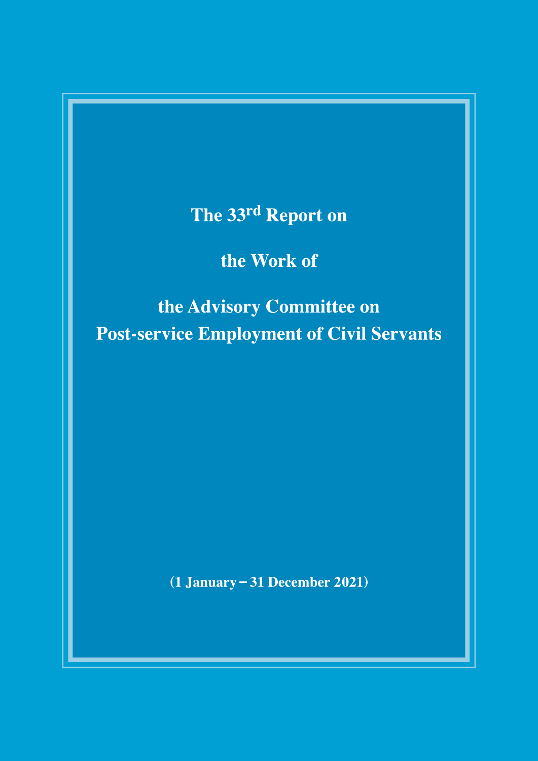# The 33rd Report on the Work of the Advisory Committee on Post-service Employment of Civil Servants

(1 January – 31 December 2021)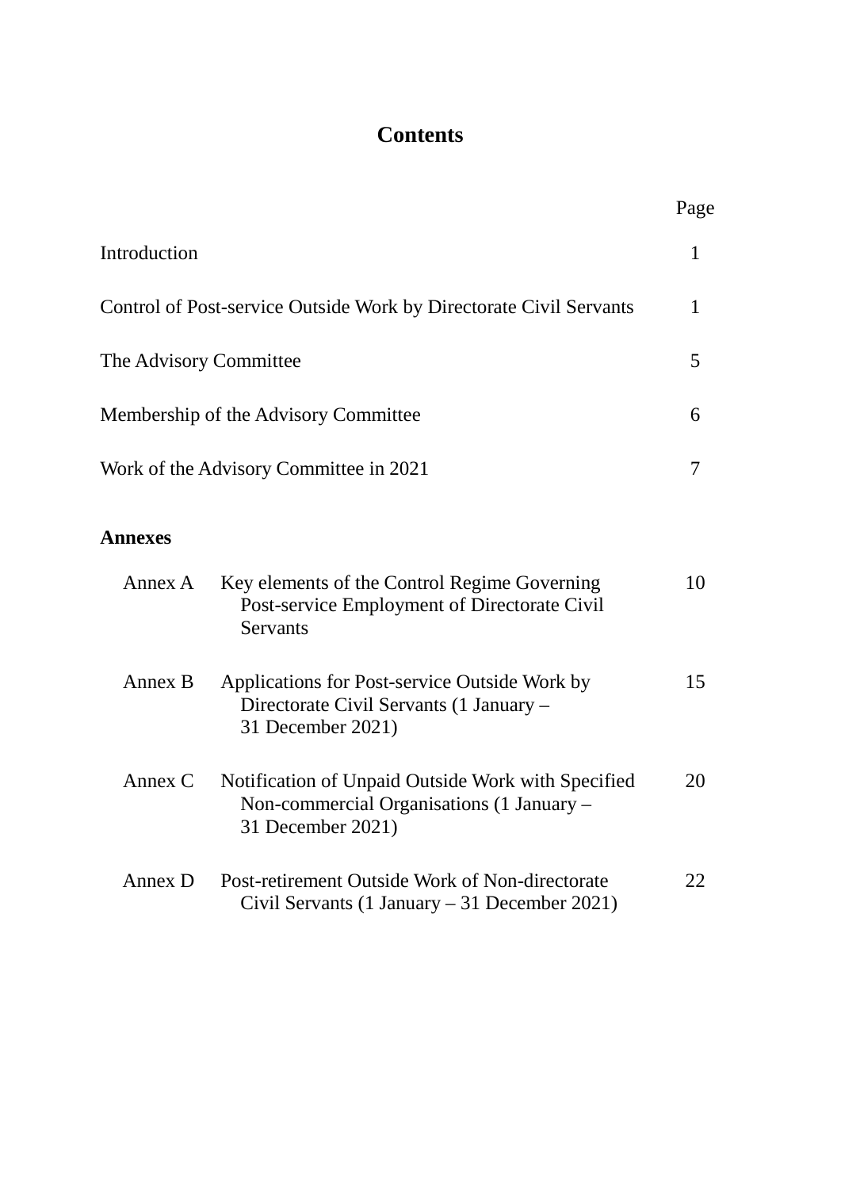# Contents

| | Page |
|---|---|
| Introduction | 1 |
| Control of Post-service Outside Work by Directorate Civil Servants | 1 |
| The Advisory Committee | 5 |
| Membership of the Advisory Committee | 6 |
| Work of the Advisory Committee in 2021 | 7 |

**Annexes**

| | | |
|---|---|---|
| Annex A | Key elements of the Control Regime Governing Post-service Employment of Directorate Civil Servants | 10 |
| Annex B | Applications for Post-service Outside Work by Directorate Civil Servants (1 January – 31 December 2021) | 15 |
| Annex C | Notification of Unpaid Outside Work with Specified Non-commercial Organisations (1 January – 31 December 2021) | 20 |
| Annex D | Post-retirement Outside Work of Non-directorate Civil Servants (1 January – 31 December 2021) | 22 |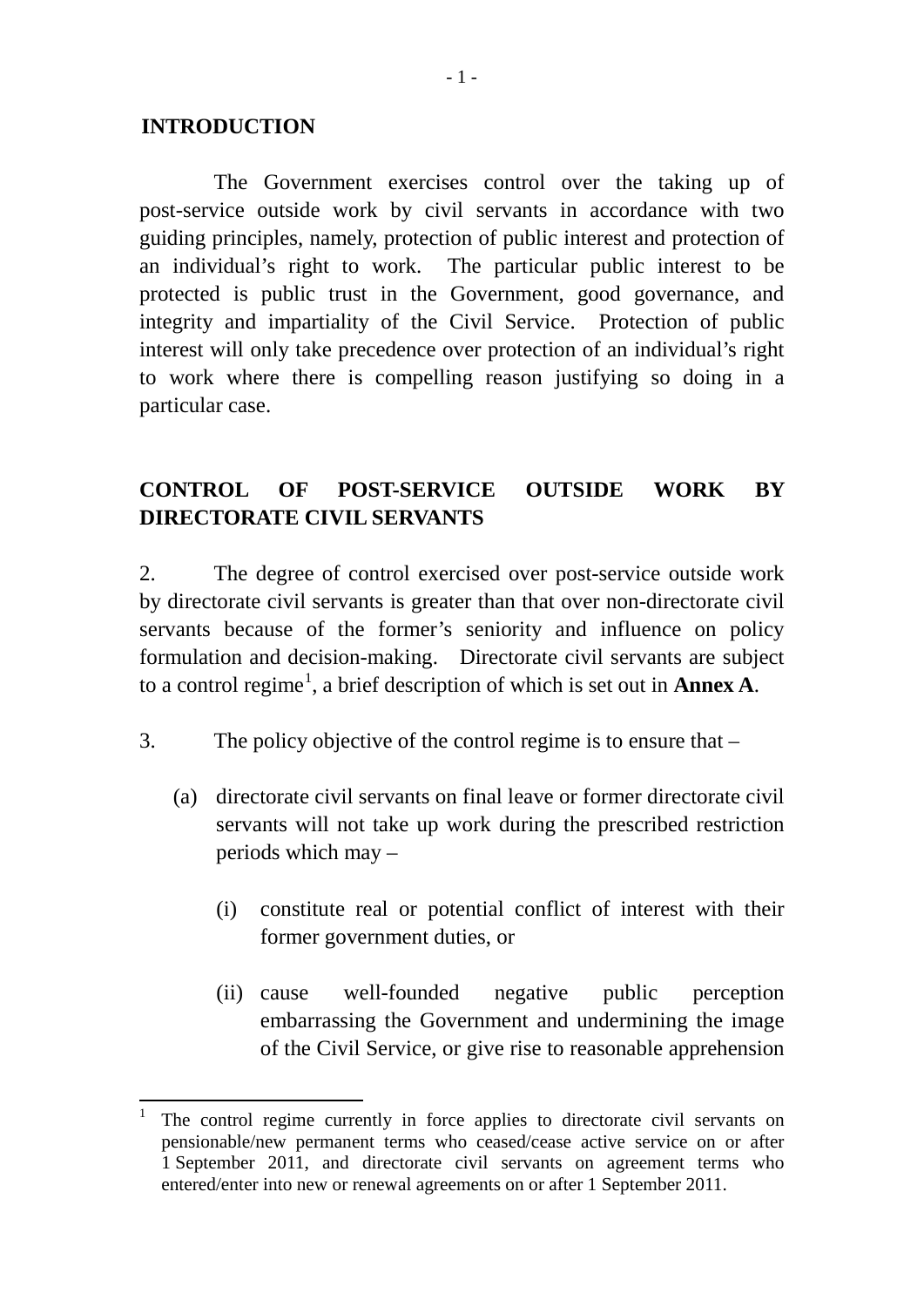## INTRODUCTION

The Government exercises control over the taking up of post-service outside work by civil servants in accordance with two guiding principles, namely, protection of public interest and protection of an individual's right to work. The particular public interest to be protected is public trust in the Government, good governance, and integrity and impartiality of the Civil Service. Protection of public interest will only take precedence over protection of an individual's right to work where there is compelling reason justifying so doing in a particular case.

## CONTROL OF POST-SERVICE OUTSIDE WORK BY DIRECTORATE CIVIL SERVANTS

2. The degree of control exercised over post-service outside work by directorate civil servants is greater than that over non-directorate civil servants because of the former's seniority and influence on policy formulation and decision-making. Directorate civil servants are subject to a control regime[1], a brief description of which is set out in **Annex A**.

3. The policy objective of the control regime is to ensure that –

(a) directorate civil servants on final leave or former directorate civil servants will not take up work during the prescribed restriction periods which may –

(i) constitute real or potential conflict of interest with their former government duties, or

(ii) cause well-founded negative public perception embarrassing the Government and undermining the image of the Civil Service, or give rise to reasonable apprehension

[1] The control regime currently in force applies to directorate civil servants on pensionable/new permanent terms who ceased/cease active service on or after 1 September 2011, and directorate civil servants on agreement terms who entered/enter into new or renewal agreements on or after 1 September 2011.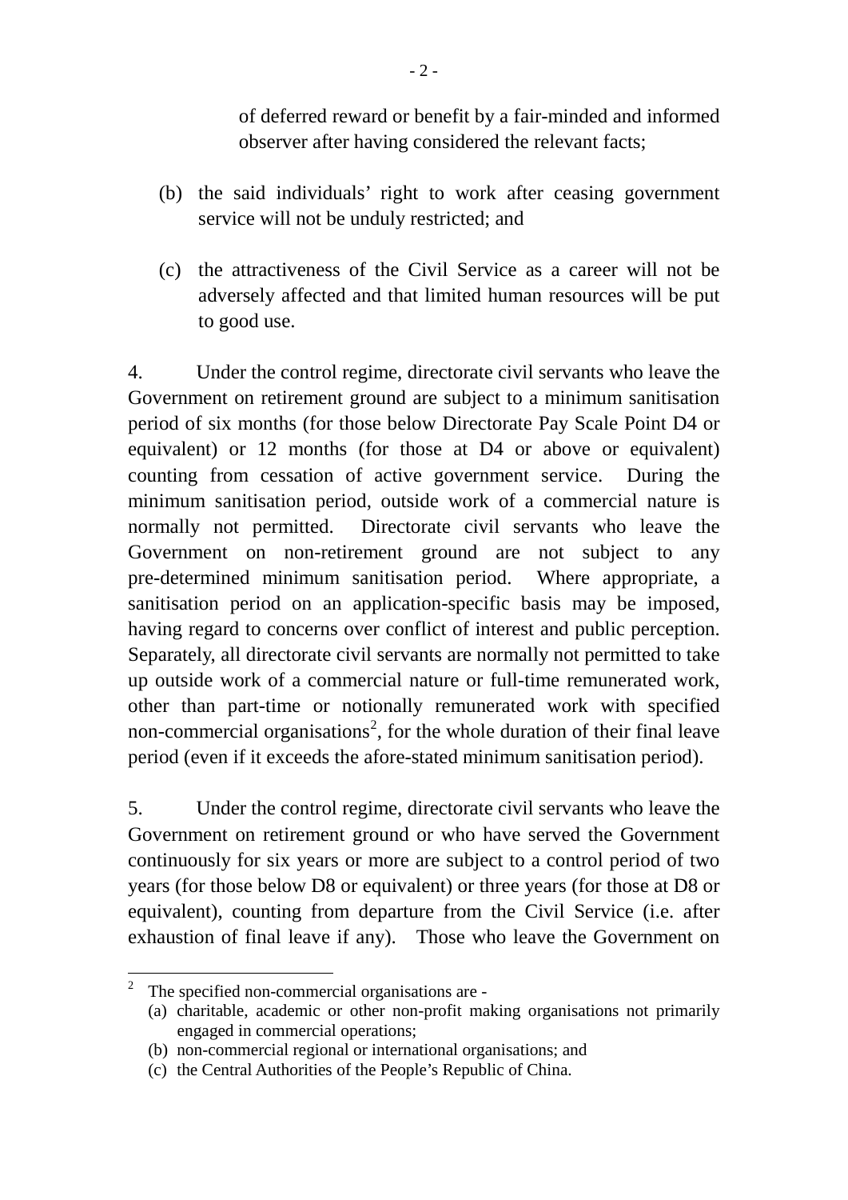of deferred reward or benefit by a fair-minded and informed observer after having considered the relevant facts;

(b) the said individuals' right to work after ceasing government service will not be unduly restricted; and

(c) the attractiveness of the Civil Service as a career will not be adversely affected and that limited human resources will be put to good use.

4. Under the control regime, directorate civil servants who leave the Government on retirement ground are subject to a minimum sanitisation period of six months (for those below Directorate Pay Scale Point D4 or equivalent) or 12 months (for those at D4 or above or equivalent) counting from cessation of active government service. During the minimum sanitisation period, outside work of a commercial nature is normally not permitted. Directorate civil servants who leave the Government on non-retirement ground are not subject to any pre-determined minimum sanitisation period. Where appropriate, a sanitisation period on an application-specific basis may be imposed, having regard to concerns over conflict of interest and public perception. Separately, all directorate civil servants are normally not permitted to take up outside work of a commercial nature or full-time remunerated work, other than part-time or notionally remunerated work with specified non-commercial organisations[2], for the whole duration of their final leave period (even if it exceeds the afore-stated minimum sanitisation period).

5. Under the control regime, directorate civil servants who leave the Government on retirement ground or who have served the Government continuously for six years or more are subject to a control period of two years (for those below D8 or equivalent) or three years (for those at D8 or equivalent), counting from departure from the Civil Service (i.e. after exhaustion of final leave if any). Those who leave the Government on

---

[2] The specified non-commercial organisations are -
(a) charitable, academic or other non-profit making organisations not primarily engaged in commercial operations;
(b) non-commercial regional or international organisations; and
(c) the Central Authorities of the People's Republic of China.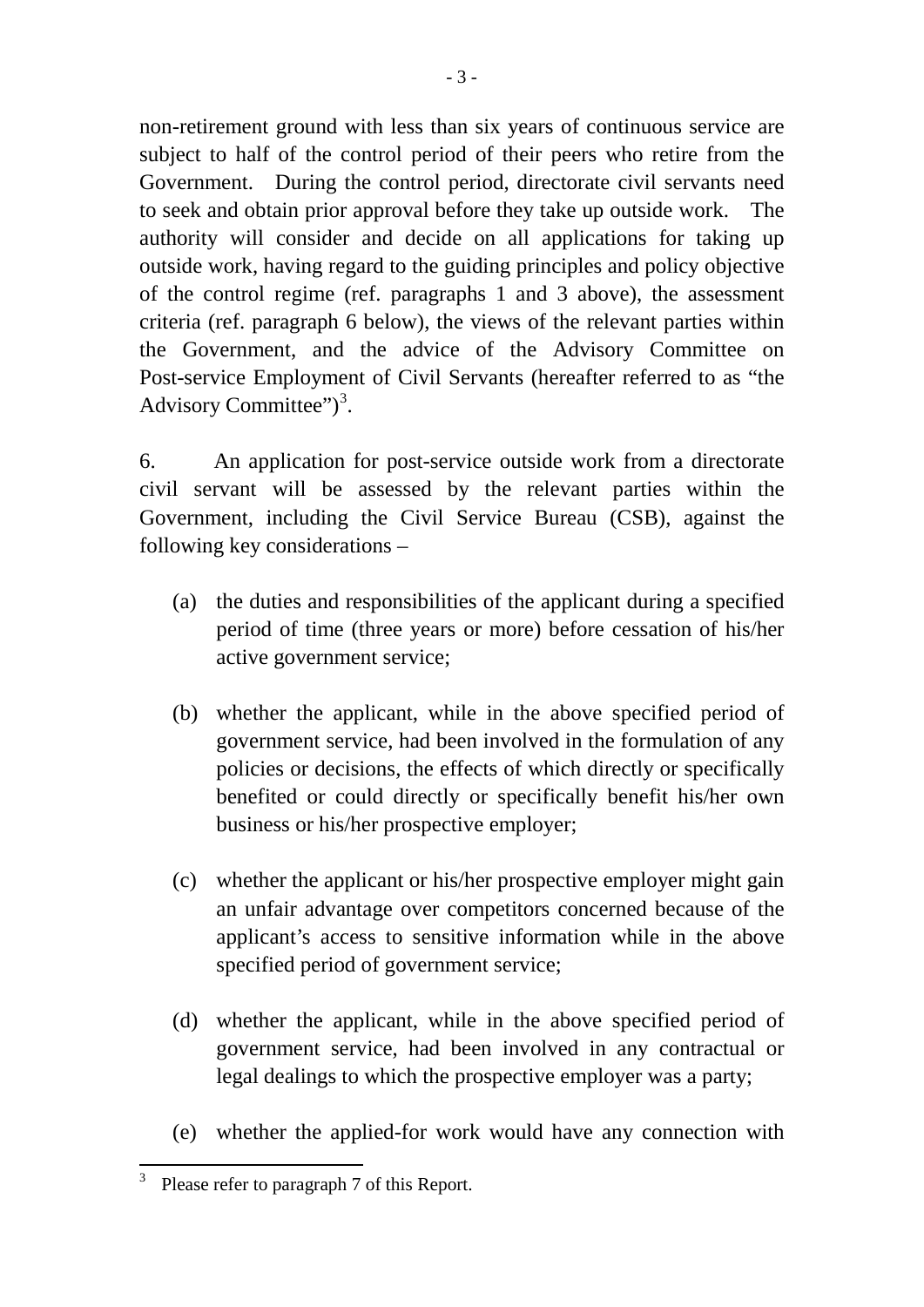non-retirement ground with less than six years of continuous service are subject to half of the control period of their peers who retire from the Government. During the control period, directorate civil servants need to seek and obtain prior approval before they take up outside work. The authority will consider and decide on all applications for taking up outside work, having regard to the guiding principles and policy objective of the control regime (ref. paragraphs 1 and 3 above), the assessment criteria (ref. paragraph 6 below), the views of the relevant parties within the Government, and the advice of the Advisory Committee on Post-service Employment of Civil Servants (hereafter referred to as "the Advisory Committee")[3].

6. An application for post-service outside work from a directorate civil servant will be assessed by the relevant parties within the Government, including the Civil Service Bureau (CSB), against the following key considerations –

(a) the duties and responsibilities of the applicant during a specified period of time (three years or more) before cessation of his/her active government service;

(b) whether the applicant, while in the above specified period of government service, had been involved in the formulation of any policies or decisions, the effects of which directly or specifically benefited or could directly or specifically benefit his/her own business or his/her prospective employer;

(c) whether the applicant or his/her prospective employer might gain an unfair advantage over competitors concerned because of the applicant's access to sensitive information while in the above specified period of government service;

(d) whether the applicant, while in the above specified period of government service, had been involved in any contractual or legal dealings to which the prospective employer was a party;

(e) whether the applied-for work would have any connection with

---

[3] Please refer to paragraph 7 of this Report.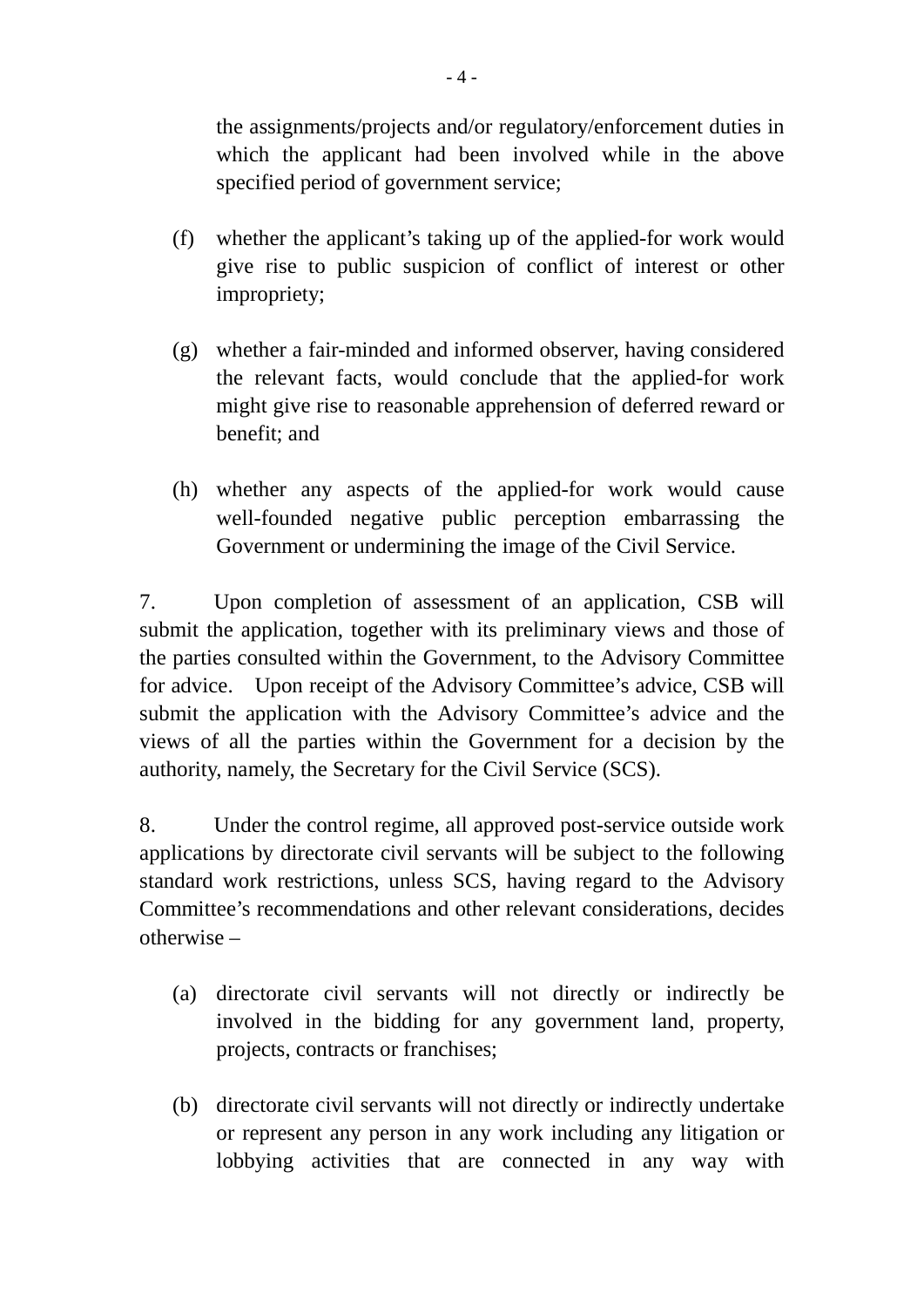the assignments/projects and/or regulatory/enforcement duties in which the applicant had been involved while in the above specified period of government service;

(f) whether the applicant's taking up of the applied-for work would give rise to public suspicion of conflict of interest or other impropriety;

(g) whether a fair-minded and informed observer, having considered the relevant facts, would conclude that the applied-for work might give rise to reasonable apprehension of deferred reward or benefit; and

(h) whether any aspects of the applied-for work would cause well-founded negative public perception embarrassing the Government or undermining the image of the Civil Service.

7. Upon completion of assessment of an application, CSB will submit the application, together with its preliminary views and those of the parties consulted within the Government, to the Advisory Committee for advice. Upon receipt of the Advisory Committee's advice, CSB will submit the application with the Advisory Committee's advice and the views of all the parties within the Government for a decision by the authority, namely, the Secretary for the Civil Service (SCS).

8. Under the control regime, all approved post-service outside work applications by directorate civil servants will be subject to the following standard work restrictions, unless SCS, having regard to the Advisory Committee's recommendations and other relevant considerations, decides otherwise –

(a) directorate civil servants will not directly or indirectly be involved in the bidding for any government land, property, projects, contracts or franchises;

(b) directorate civil servants will not directly or indirectly undertake or represent any person in any work including any litigation or lobbying activities that are connected in any way with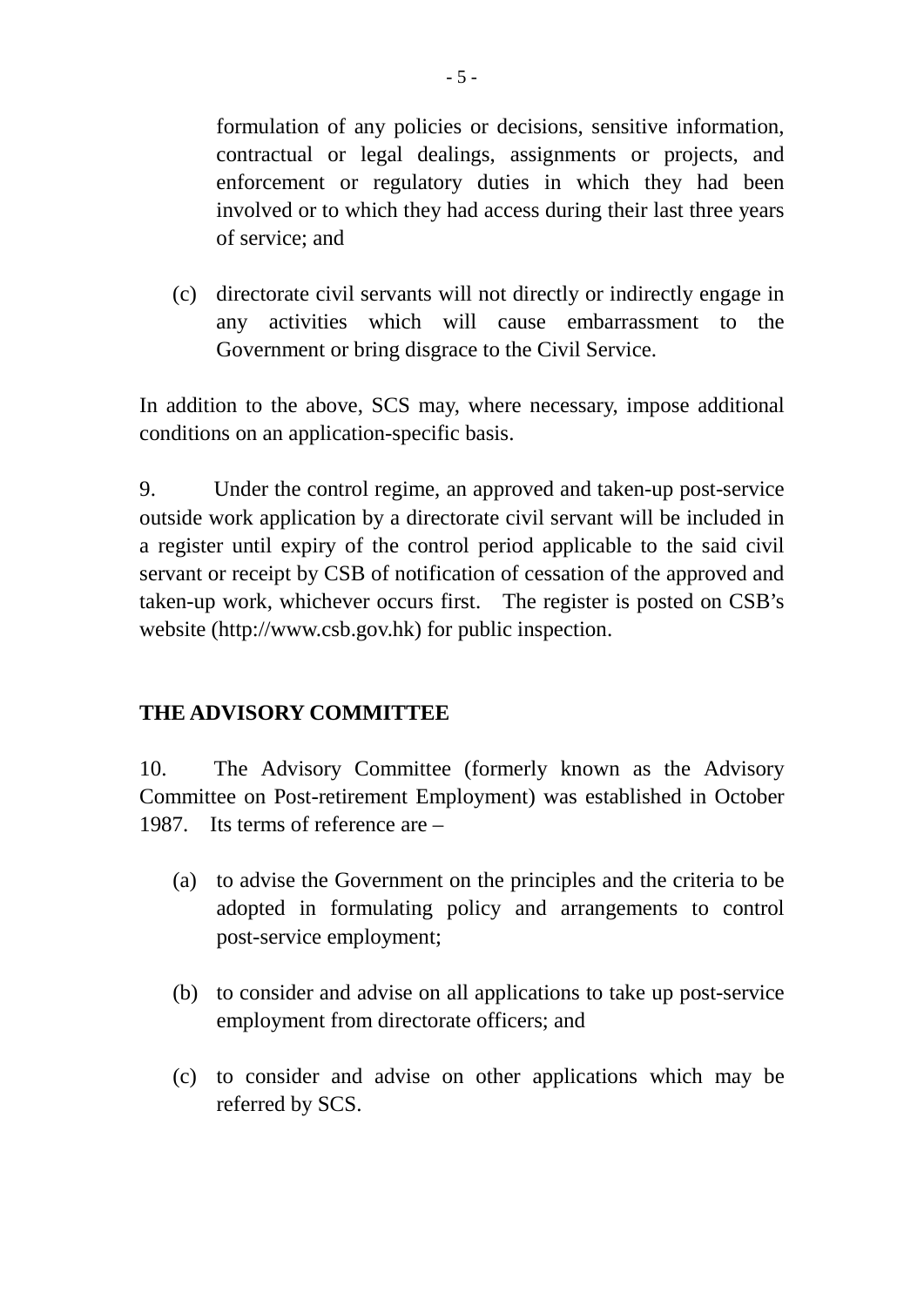formulation of any policies or decisions, sensitive information, contractual or legal dealings, assignments or projects, and enforcement or regulatory duties in which they had been involved or to which they had access during their last three years of service; and

(c) directorate civil servants will not directly or indirectly engage in any activities which will cause embarrassment to the Government or bring disgrace to the Civil Service.

In addition to the above, SCS may, where necessary, impose additional conditions on an application-specific basis.

9. Under the control regime, an approved and taken-up post-service outside work application by a directorate civil servant will be included in a register until expiry of the control period applicable to the said civil servant or receipt by CSB of notification of cessation of the approved and taken-up work, whichever occurs first. The register is posted on CSB's website (http://www.csb.gov.hk) for public inspection.

**THE ADVISORY COMMITTEE**

10. The Advisory Committee (formerly known as the Advisory Committee on Post-retirement Employment) was established in October 1987. Its terms of reference are –

(a) to advise the Government on the principles and the criteria to be adopted in formulating policy and arrangements to control post-service employment;

(b) to consider and advise on all applications to take up post-service employment from directorate officers; and

(c) to consider and advise on other applications which may be referred by SCS.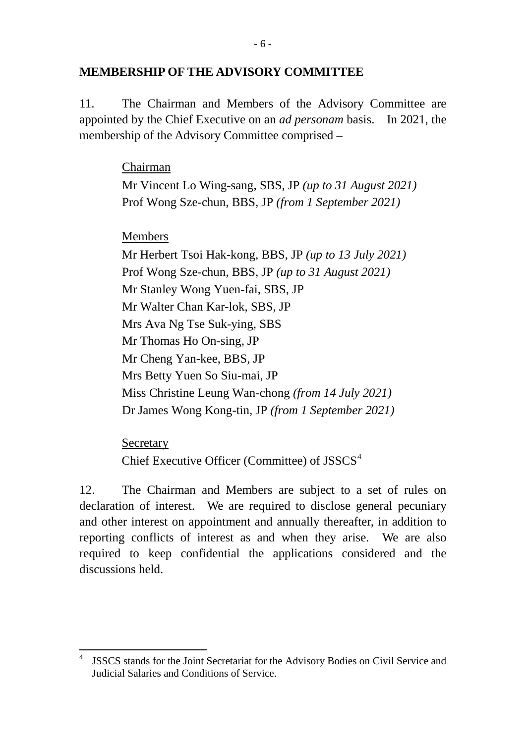## MEMBERSHIP OF THE ADVISORY COMMITTEE

11. The Chairman and Members of the Advisory Committee are appointed by the Chief Executive on an *ad personam* basis. In 2021, the membership of the Advisory Committee comprised –

Chairman

Mr Vincent Lo Wing-sang, SBS, JP *(up to 31 August 2021)*
Prof Wong Sze-chun, BBS, JP *(from 1 September 2021)*

Members

Mr Herbert Tsoi Hak-kong, BBS, JP *(up to 13 July 2021)*
Prof Wong Sze-chun, BBS, JP *(up to 31 August 2021)*
Mr Stanley Wong Yuen-fai, SBS, JP
Mr Walter Chan Kar-lok, SBS, JP
Mrs Ava Ng Tse Suk-ying, SBS
Mr Thomas Ho On-sing, JP
Mr Cheng Yan-kee, BBS, JP
Mrs Betty Yuen So Siu-mai, JP
Miss Christine Leung Wan-chong *(from 14 July 2021)*
Dr James Wong Kong-tin, JP *(from 1 September 2021)*

Secretary

Chief Executive Officer (Committee) of JSSCS[4]

12. The Chairman and Members are subject to a set of rules on declaration of interest. We are required to disclose general pecuniary and other interest on appointment and annually thereafter, in addition to reporting conflicts of interest as and when they arise. We are also required to keep confidential the applications considered and the discussions held.

---

[4] JSSCS stands for the Joint Secretariat for the Advisory Bodies on Civil Service and Judicial Salaries and Conditions of Service.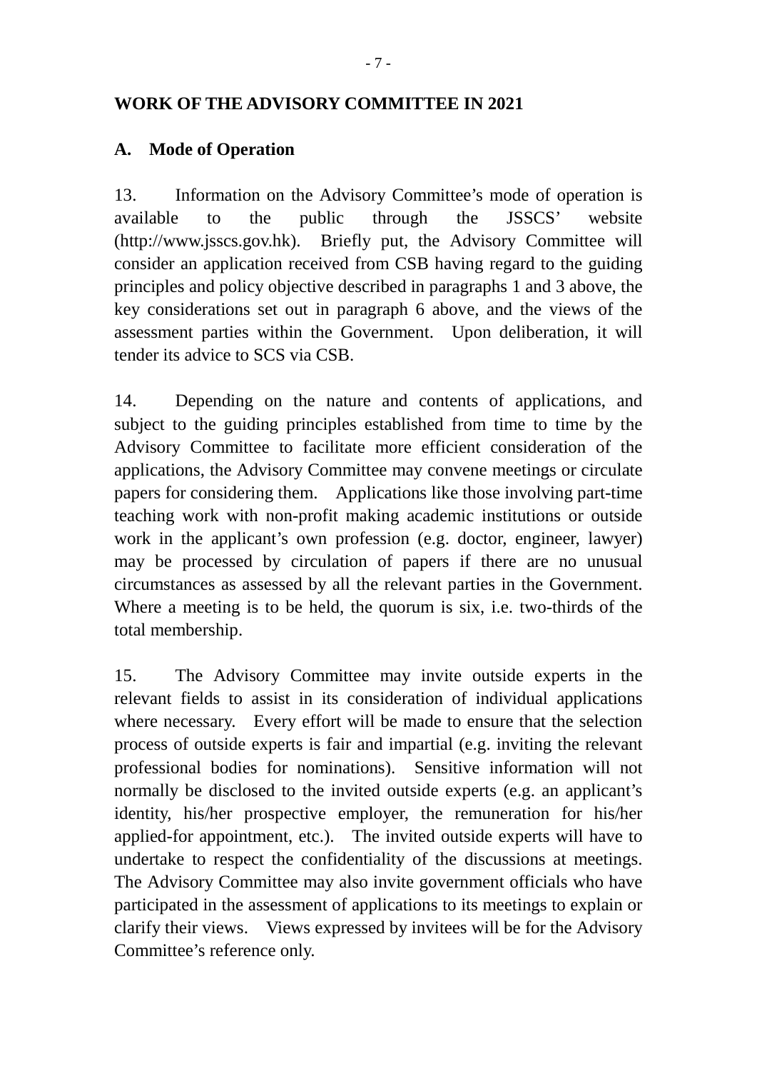## WORK OF THE ADVISORY COMMITTEE IN 2021

### A. Mode of Operation

13. Information on the Advisory Committee's mode of operation is available to the public through the JSSCS' website (http://www.jsscs.gov.hk). Briefly put, the Advisory Committee will consider an application received from CSB having regard to the guiding principles and policy objective described in paragraphs 1 and 3 above, the key considerations set out in paragraph 6 above, and the views of the assessment parties within the Government. Upon deliberation, it will tender its advice to SCS via CSB.

14. Depending on the nature and contents of applications, and subject to the guiding principles established from time to time by the Advisory Committee to facilitate more efficient consideration of the applications, the Advisory Committee may convene meetings or circulate papers for considering them. Applications like those involving part-time teaching work with non-profit making academic institutions or outside work in the applicant's own profession (e.g. doctor, engineer, lawyer) may be processed by circulation of papers if there are no unusual circumstances as assessed by all the relevant parties in the Government. Where a meeting is to be held, the quorum is six, i.e. two-thirds of the total membership.

15. The Advisory Committee may invite outside experts in the relevant fields to assist in its consideration of individual applications where necessary. Every effort will be made to ensure that the selection process of outside experts is fair and impartial (e.g. inviting the relevant professional bodies for nominations). Sensitive information will not normally be disclosed to the invited outside experts (e.g. an applicant's identity, his/her prospective employer, the remuneration for his/her applied-for appointment, etc.). The invited outside experts will have to undertake to respect the confidentiality of the discussions at meetings. The Advisory Committee may also invite government officials who have participated in the assessment of applications to its meetings to explain or clarify their views. Views expressed by invitees will be for the Advisory Committee's reference only.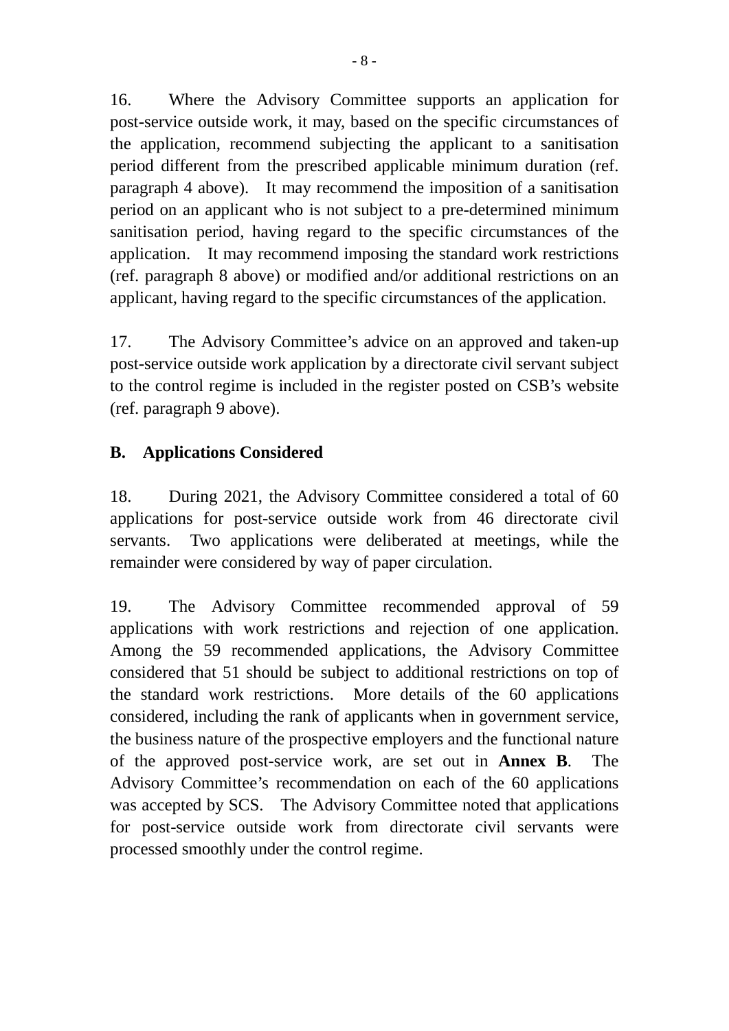16. Where the Advisory Committee supports an application for post-service outside work, it may, based on the specific circumstances of the application, recommend subjecting the applicant to a sanitisation period different from the prescribed applicable minimum duration (ref. paragraph 4 above). It may recommend the imposition of a sanitisation period on an applicant who is not subject to a pre-determined minimum sanitisation period, having regard to the specific circumstances of the application. It may recommend imposing the standard work restrictions (ref. paragraph 8 above) or modified and/or additional restrictions on an applicant, having regard to the specific circumstances of the application.

17. The Advisory Committee's advice on an approved and taken-up post-service outside work application by a directorate civil servant subject to the control regime is included in the register posted on CSB's website (ref. paragraph 9 above).

## B. Applications Considered

18. During 2021, the Advisory Committee considered a total of 60 applications for post-service outside work from 46 directorate civil servants. Two applications were deliberated at meetings, while the remainder were considered by way of paper circulation.

19. The Advisory Committee recommended approval of 59 applications with work restrictions and rejection of one application. Among the 59 recommended applications, the Advisory Committee considered that 51 should be subject to additional restrictions on top of the standard work restrictions. More details of the 60 applications considered, including the rank of applicants when in government service, the business nature of the prospective employers and the functional nature of the approved post-service work, are set out in **Annex B**. The Advisory Committee's recommendation on each of the 60 applications was accepted by SCS. The Advisory Committee noted that applications for post-service outside work from directorate civil servants were processed smoothly under the control regime.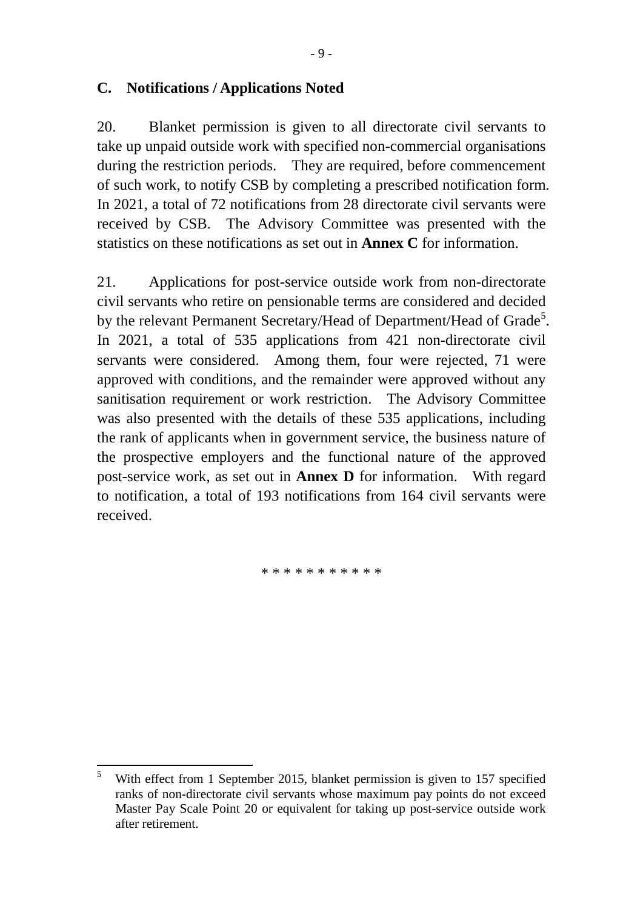## C. Notifications / Applications Noted

20. Blanket permission is given to all directorate civil servants to take up unpaid outside work with specified non-commercial organisations during the restriction periods. They are required, before commencement of such work, to notify CSB by completing a prescribed notification form. In 2021, a total of 72 notifications from 28 directorate civil servants were received by CSB. The Advisory Committee was presented with the statistics on these notifications as set out in **Annex C** for information.

21. Applications for post-service outside work from non-directorate civil servants who retire on pensionable terms are considered and decided by the relevant Permanent Secretary/Head of Department/Head of Grade[5]. In 2021, a total of 535 applications from 421 non-directorate civil servants were considered. Among them, four were rejected, 71 were approved with conditions, and the remainder were approved without any sanitisation requirement or work restriction. The Advisory Committee was also presented with the details of these 535 applications, including the rank of applicants when in government service, the business nature of the prospective employers and the functional nature of the approved post-service work, as set out in **Annex D** for information. With regard to notification, a total of 193 notifications from 164 civil servants were received.

* * * * * * * * * * *

[5] With effect from 1 September 2015, blanket permission is given to 157 specified ranks of non-directorate civil servants whose maximum pay points do not exceed Master Pay Scale Point 20 or equivalent for taking up post-service outside work after retirement.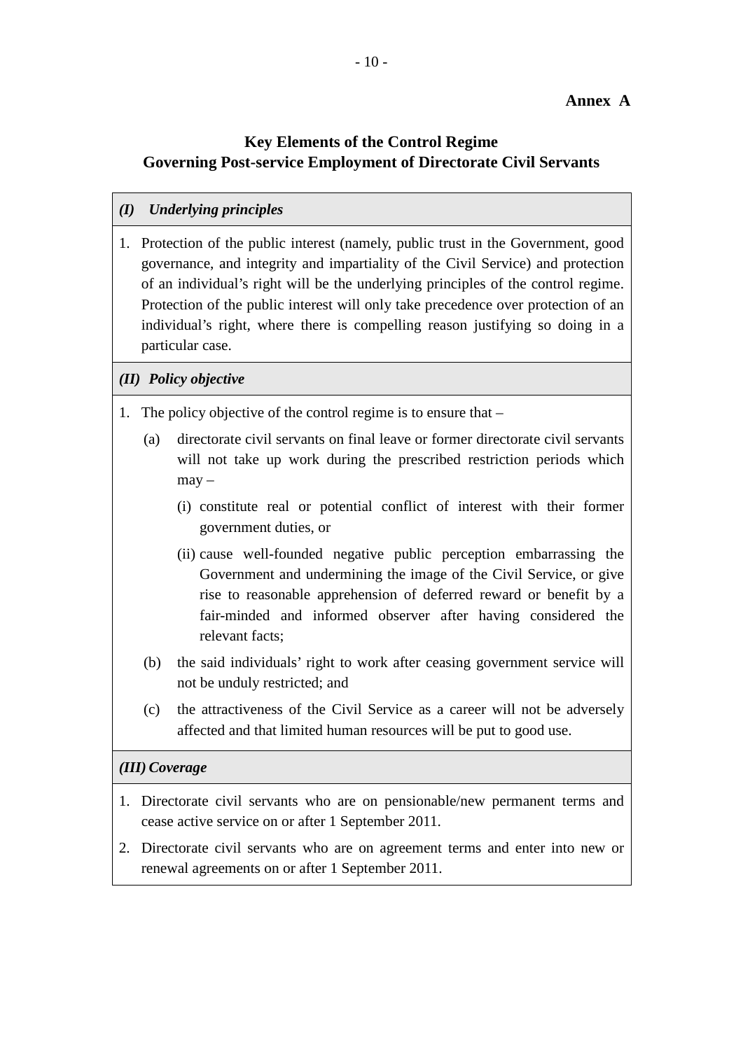**Annex A**

## Key Elements of the Control Regime Governing Post-service Employment of Directorate Civil Servants

### *(I) Underlying principles*

1. Protection of the public interest (namely, public trust in the Government, good governance, and integrity and impartiality of the Civil Service) and protection of an individual's right will be the underlying principles of the control regime. Protection of the public interest will only take precedence over protection of an individual's right, where there is compelling reason justifying so doing in a particular case.

### *(II) Policy objective*

1. The policy objective of the control regime is to ensure that –

   (a) directorate civil servants on final leave or former directorate civil servants will not take up work during the prescribed restriction periods which may –

      (i) constitute real or potential conflict of interest with their former government duties, or

      (ii) cause well-founded negative public perception embarrassing the Government and undermining the image of the Civil Service, or give rise to reasonable apprehension of deferred reward or benefit by a fair-minded and informed observer after having considered the relevant facts;

   (b) the said individuals' right to work after ceasing government service will not be unduly restricted; and

   (c) the attractiveness of the Civil Service as a career will not be adversely affected and that limited human resources will be put to good use.

### *(III) Coverage*

1. Directorate civil servants who are on pensionable/new permanent terms and cease active service on or after 1 September 2011.
2. Directorate civil servants who are on agreement terms and enter into new or renewal agreements on or after 1 September 2011.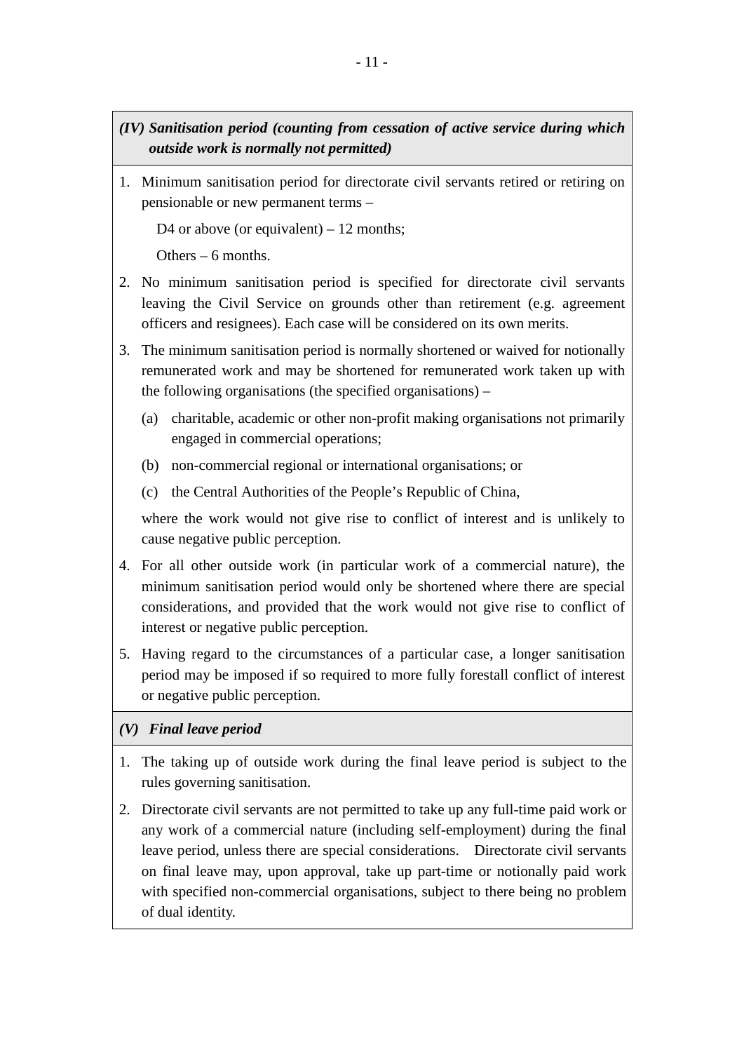***(IV) Sanitisation period (counting from cessation of active service during which outside work is normally not permitted)***

1. Minimum sanitisation period for directorate civil servants retired or retiring on pensionable or new permanent terms –

   D4 or above (or equivalent) – 12 months;

   Others – 6 months.

2. No minimum sanitisation period is specified for directorate civil servants leaving the Civil Service on grounds other than retirement (e.g. agreement officers and resignees). Each case will be considered on its own merits.

3. The minimum sanitisation period is normally shortened or waived for notionally remunerated work and may be shortened for remunerated work taken up with the following organisations (the specified organisations) –

   (a) charitable, academic or other non-profit making organisations not primarily engaged in commercial operations;

   (b) non-commercial regional or international organisations; or

   (c) the Central Authorities of the People's Republic of China,

   where the work would not give rise to conflict of interest and is unlikely to cause negative public perception.

4. For all other outside work (in particular work of a commercial nature), the minimum sanitisation period would only be shortened where there are special considerations, and provided that the work would not give rise to conflict of interest or negative public perception.

5. Having regard to the circumstances of a particular case, a longer sanitisation period may be imposed if so required to more fully forestall conflict of interest or negative public perception.

***(V) Final leave period***

1. The taking up of outside work during the final leave period is subject to the rules governing sanitisation.

2. Directorate civil servants are not permitted to take up any full-time paid work or any work of a commercial nature (including self-employment) during the final leave period, unless there are special considerations. Directorate civil servants on final leave may, upon approval, take up part-time or notionally paid work with specified non-commercial organisations, subject to there being no problem of dual identity.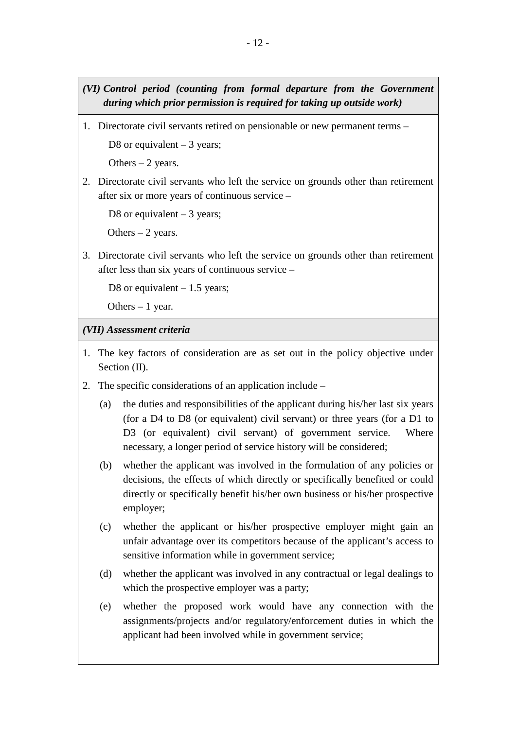### *(VI) Control period (counting from formal departure from the Government during which prior permission is required for taking up outside work)*

1. Directorate civil servants retired on pensionable or new permanent terms –

   D8 or equivalent – 3 years;

   Others – 2 years.

2. Directorate civil servants who left the service on grounds other than retirement after six or more years of continuous service –

   D8 or equivalent – 3 years;

   Others – 2 years.

3. Directorate civil servants who left the service on grounds other than retirement after less than six years of continuous service –

   D8 or equivalent – 1.5 years;

   Others – 1 year.

### *(VII) Assessment criteria*

1. The key factors of consideration are as set out in the policy objective under Section (II).

2. The specific considerations of an application include –

   (a) the duties and responsibilities of the applicant during his/her last six years (for a D4 to D8 (or equivalent) civil servant) or three years (for a D1 to D3 (or equivalent) civil servant) of government service. Where necessary, a longer period of service history will be considered;

   (b) whether the applicant was involved in the formulation of any policies or decisions, the effects of which directly or specifically benefited or could directly or specifically benefit his/her own business or his/her prospective employer;

   (c) whether the applicant or his/her prospective employer might gain an unfair advantage over its competitors because of the applicant's access to sensitive information while in government service;

   (d) whether the applicant was involved in any contractual or legal dealings to which the prospective employer was a party;

   (e) whether the proposed work would have any connection with the assignments/projects and/or regulatory/enforcement duties in which the applicant had been involved while in government service;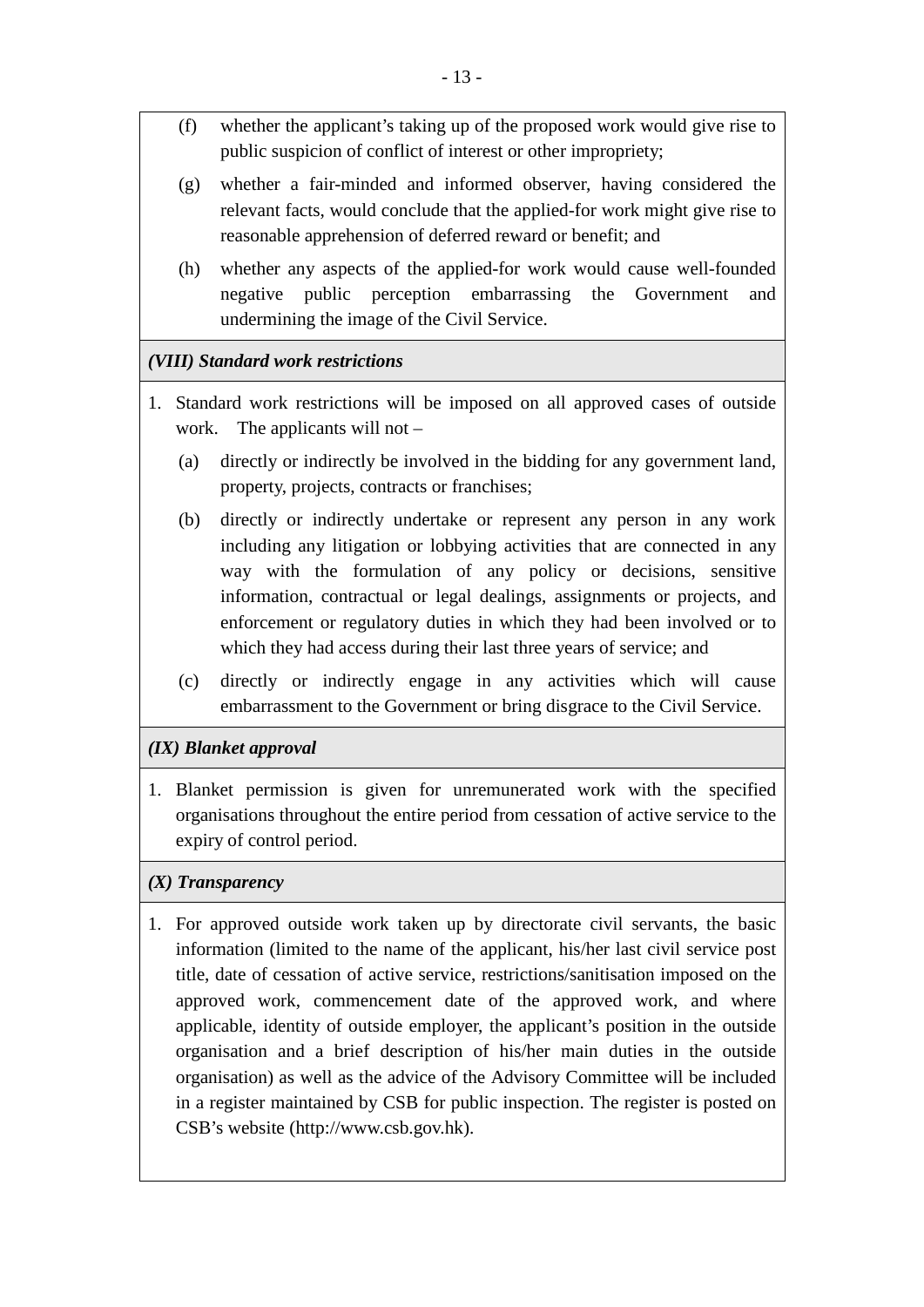(f) whether the applicant's taking up of the proposed work would give rise to public suspicion of conflict of interest or other impropriety;

(g) whether a fair-minded and informed observer, having considered the relevant facts, would conclude that the applied-for work might give rise to reasonable apprehension of deferred reward or benefit; and

(h) whether any aspects of the applied-for work would cause well-founded negative public perception embarrassing the Government and undermining the image of the Civil Service.

***(VIII) Standard work restrictions***

1. Standard work restrictions will be imposed on all approved cases of outside work. The applicants will not –

   (a) directly or indirectly be involved in the bidding for any government land, property, projects, contracts or franchises;

   (b) directly or indirectly undertake or represent any person in any work including any litigation or lobbying activities that are connected in any way with the formulation of any policy or decisions, sensitive information, contractual or legal dealings, assignments or projects, and enforcement or regulatory duties in which they had been involved or to which they had access during their last three years of service; and

   (c) directly or indirectly engage in any activities which will cause embarrassment to the Government or bring disgrace to the Civil Service.

***(IX) Blanket approval***

1. Blanket permission is given for unremunerated work with the specified organisations throughout the entire period from cessation of active service to the expiry of control period.

***(X) Transparency***

1. For approved outside work taken up by directorate civil servants, the basic information (limited to the name of the applicant, his/her last civil service post title, date of cessation of active service, restrictions/sanitisation imposed on the approved work, commencement date of the approved work, and where applicable, identity of outside employer, the applicant's position in the outside organisation and a brief description of his/her main duties in the outside organisation) as well as the advice of the Advisory Committee will be included in a register maintained by CSB for public inspection. The register is posted on CSB's website (http://www.csb.gov.hk).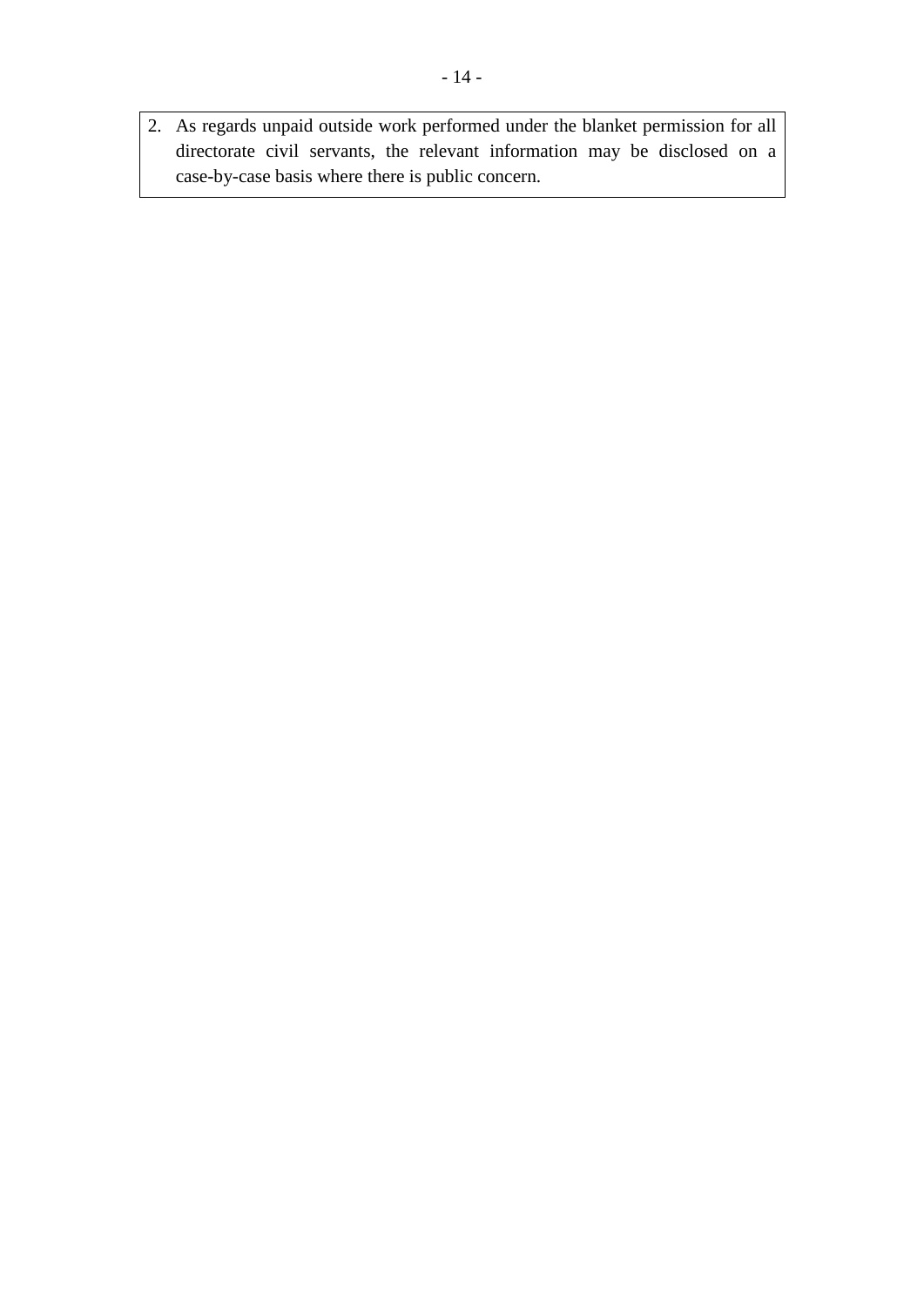2. As regards unpaid outside work performed under the blanket permission for all directorate civil servants, the relevant information may be disclosed on a case-by-case basis where there is public concern.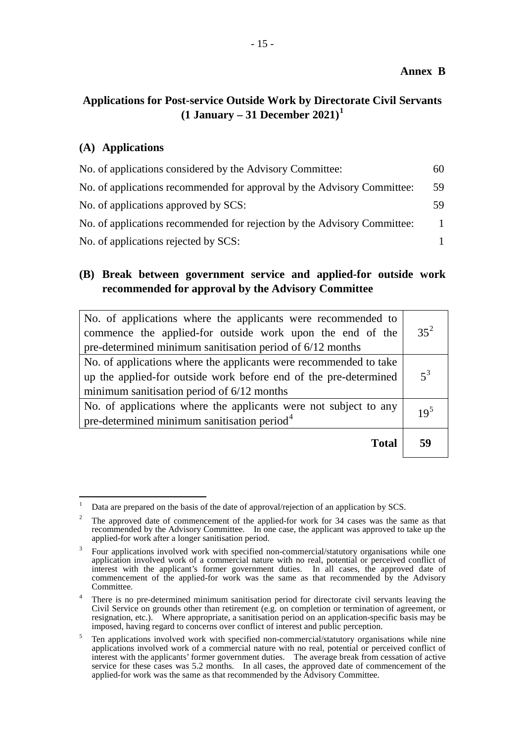**Annex B**

## Applications for Post-service Outside Work by Directorate Civil Servants (1 January – 31 December 2021)[1]

### (A) Applications

| | |
|---|---|
| No. of applications considered by the Advisory Committee: | 60 |
| No. of applications recommended for approval by the Advisory Committee: | 59 |
| No. of applications approved by SCS: | 59 |
| No. of applications recommended for rejection by the Advisory Committee: | 1 |
| No. of applications rejected by SCS: | 1 |

### (B) Break between government service and applied-for outside work recommended for approval by the Advisory Committee

| | |
|---|---|
| No. of applications where the applicants were recommended to commence the applied-for outside work upon the end of the pre-determined minimum sanitisation period of 6/12 months | 35[2] |
| No. of applications where the applicants were recommended to take up the applied-for outside work before end of the pre-determined minimum sanitisation period of 6/12 months | 5[3] |
| No. of applications where the applicants were not subject to any pre-determined minimum sanitisation period[4] | 19[5] |
| **Total** | **59** |

---

[1] Data are prepared on the basis of the date of approval/rejection of an application by SCS.

[2] The approved date of commencement of the applied-for work for 34 cases was the same as that recommended by the Advisory Committee. In one case, the applicant was approved to take up the applied-for work after a longer sanitisation period.

[3] Four applications involved work with specified non-commercial/statutory organisations while one application involved work of a commercial nature with no real, potential or perceived conflict of interest with the applicant's former government duties. In all cases, the approved date of commencement of the applied-for work was the same as that recommended by the Advisory Committee.

[4] There is no pre-determined minimum sanitisation period for directorate civil servants leaving the Civil Service on grounds other than retirement (e.g. on completion or termination of agreement, or resignation, etc.). Where appropriate, a sanitisation period on an application-specific basis may be imposed, having regard to concerns over conflict of interest and public perception.

[5] Ten applications involved work with specified non-commercial/statutory organisations while nine applications involved work of a commercial nature with no real, potential or perceived conflict of interest with the applicants' former government duties. The average break from cessation of active service for these cases was 5.2 months. In all cases, the approved date of commencement of the applied-for work was the same as that recommended by the Advisory Committee.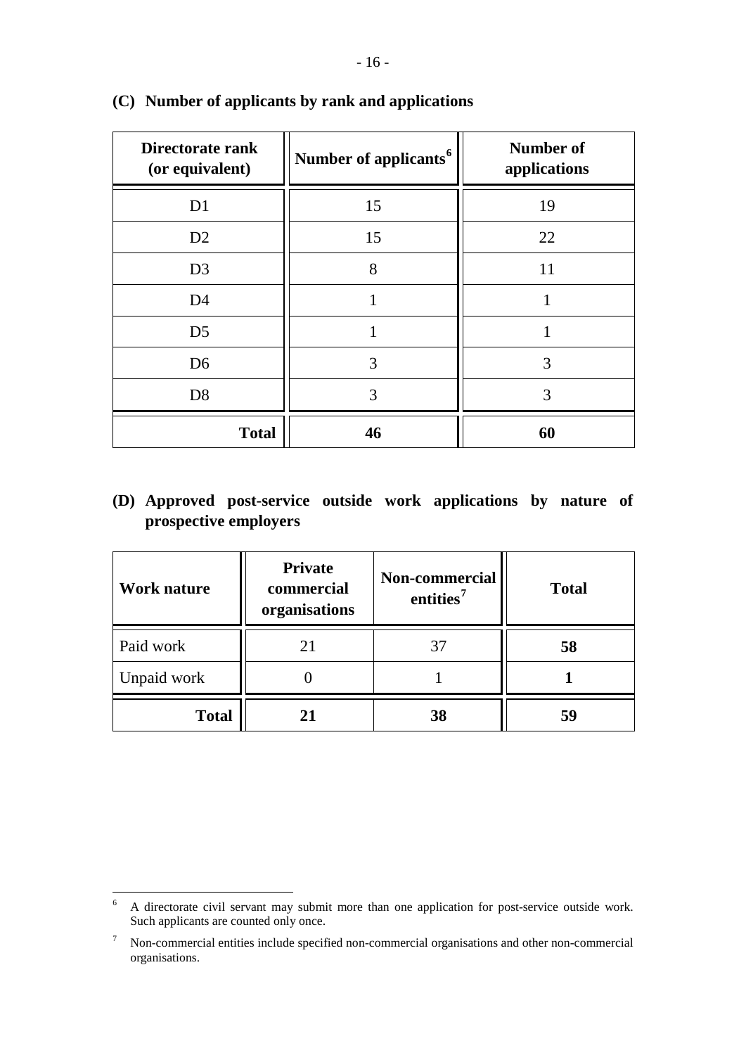### (C) Number of applicants by rank and applications

| Directorate rank (or equivalent) | Number of applicants[6] | Number of applications |
|---|---|---|
| D1 | 15 | 19 |
| D2 | 15 | 22 |
| D3 | 8 | 11 |
| D4 | 1 | 1 |
| D5 | 1 | 1 |
| D6 | 3 | 3 |
| D8 | 3 | 3 |
| **Total** | **46** | **60** |

### (D) Approved post-service outside work applications by nature of prospective employers

| Work nature | Private commercial organisations | Non-commercial entities[7] | Total |
|---|---|---|---|
| Paid work | 21 | 37 | **58** |
| Unpaid work | 0 | 1 | **1** |
| **Total** | **21** | **38** | **59** |

---

[6] A directorate civil servant may submit more than one application for post-service outside work. Such applicants are counted only once.

[7] Non-commercial entities include specified non-commercial organisations and other non-commercial organisations.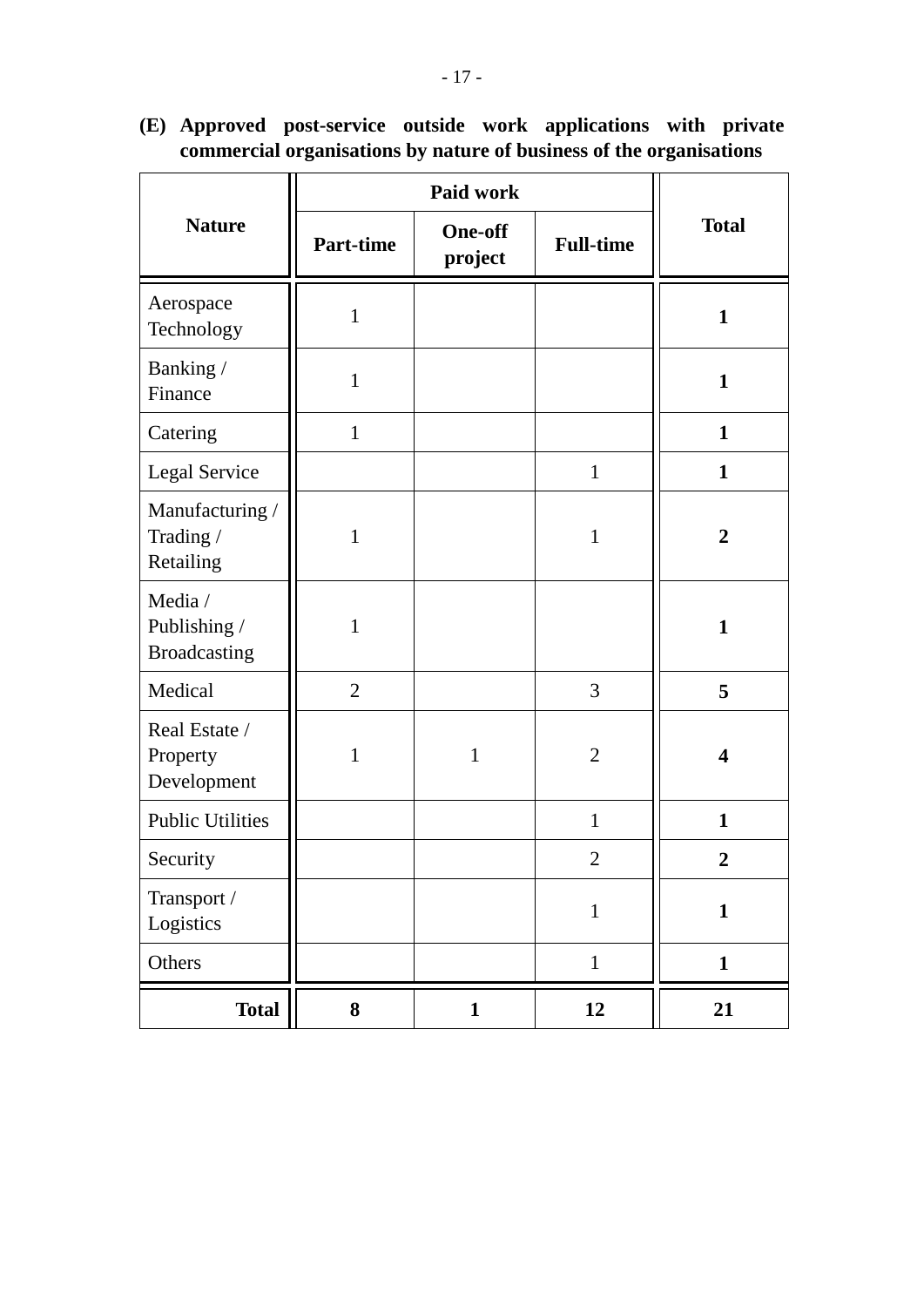**(E) Approved post-service outside work applications with private commercial organisations by nature of business of the organisations**

| Nature | Paid work | | | Total |
|---|---|---|---|---|
| | Part-time | One-off project | Full-time | |
| Aerospace Technology | 1 | | | **1** |
| Banking / Finance | 1 | | | **1** |
| Catering | 1 | | | **1** |
| Legal Service | | | 1 | **1** |
| Manufacturing / Trading / Retailing | 1 | | 1 | **2** |
| Media / Publishing / Broadcasting | 1 | | | **1** |
| Medical | 2 | | 3 | **5** |
| Real Estate / Property Development | 1 | 1 | 2 | **4** |
| Public Utilities | | | 1 | **1** |
| Security | | | 2 | **2** |
| Transport / Logistics | | | 1 | **1** |
| Others | | | 1 | **1** |
| **Total** | **8** | **1** | **12** | **21** |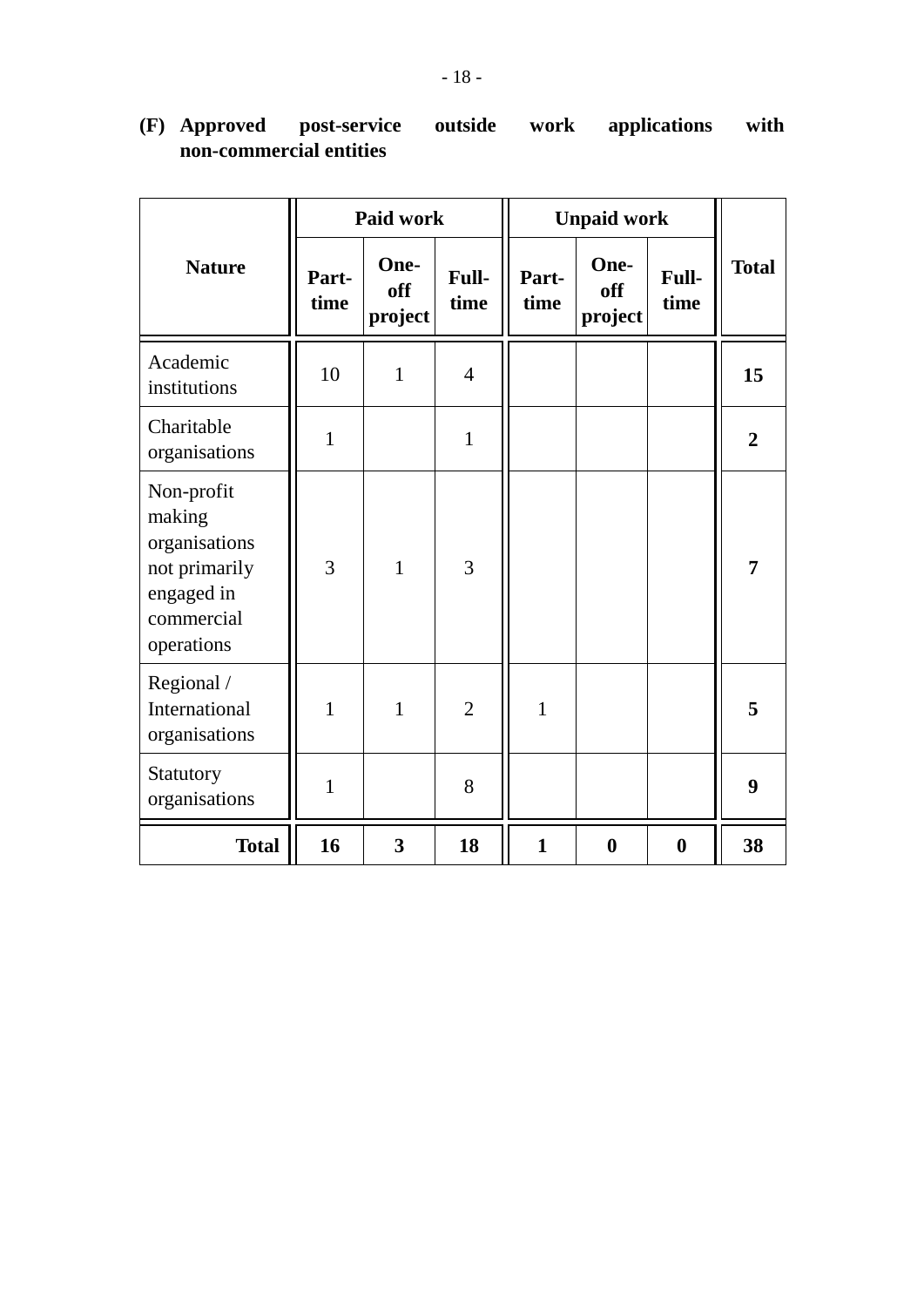**(F) Approved post-service outside work applications with non-commercial entities**

| Nature | Paid work | | | Unpaid work | | | Total |
|---|---|---|---|---|---|---|---|
| | Part-time | One-off project | Full-time | Part-time | One-off project | Full-time | |
| Academic institutions | 10 | 1 | 4 | | | | **15** |
| Charitable organisations | 1 | | 1 | | | | **2** |
| Non-profit making organisations not primarily engaged in commercial operations | 3 | 1 | 3 | | | | **7** |
| Regional / International organisations | 1 | 1 | 2 | 1 | | | **5** |
| Statutory organisations | 1 | | 8 | | | | **9** |
| **Total** | **16** | **3** | **18** | **1** | **0** | **0** | **38** |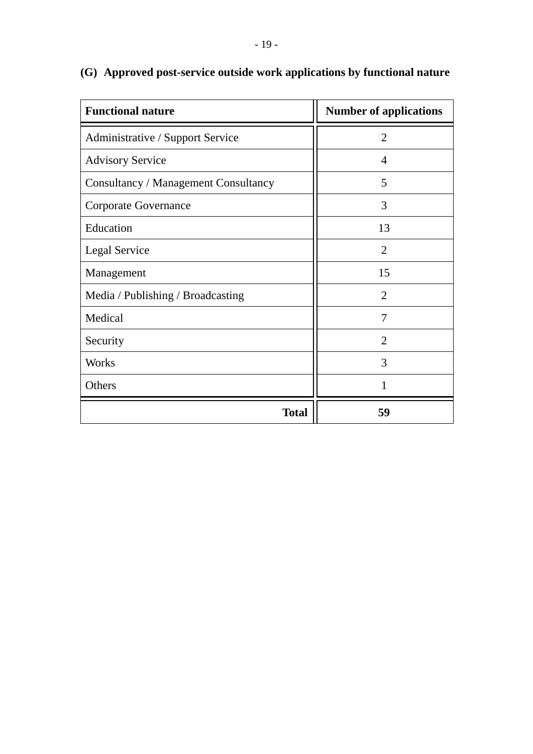### (G) Approved post-service outside work applications by functional nature

| Functional nature | Number of applications |
|---|---|
| Administrative / Support Service | 2 |
| Advisory Service | 4 |
| Consultancy / Management Consultancy | 5 |
| Corporate Governance | 3 |
| Education | 13 |
| Legal Service | 2 |
| Management | 15 |
| Media / Publishing / Broadcasting | 2 |
| Medical | 7 |
| Security | 2 |
| Works | 3 |
| Others | 1 |
| **Total** | **59** |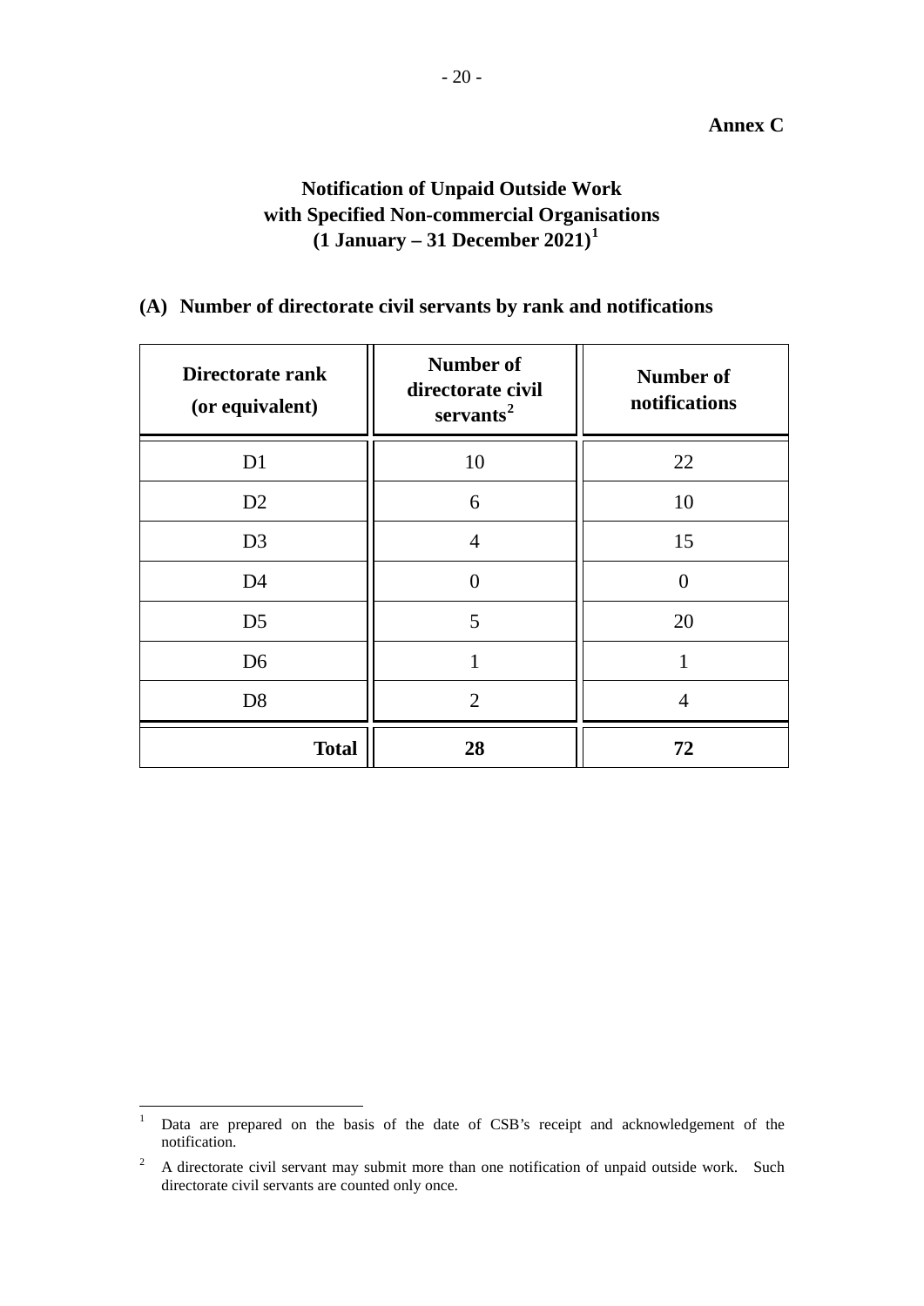**Annex C**

# Notification of Unpaid Outside Work with Specified Non-commercial Organisations (1 January – 31 December 2021)[1]

## (A) Number of directorate civil servants by rank and notifications

| Directorate rank (or equivalent) | Number of directorate civil servants[2] | Number of notifications |
|---|---|---|
| D1 | 10 | 22 |
| D2 | 6 | 10 |
| D3 | 4 | 15 |
| D4 | 0 | 0 |
| D5 | 5 | 20 |
| D6 | 1 | 1 |
| D8 | 2 | 4 |
| **Total** | **28** | **72** |

[1] Data are prepared on the basis of the date of CSB's receipt and acknowledgement of the notification.

[2] A directorate civil servant may submit more than one notification of unpaid outside work. Such directorate civil servants are counted only once.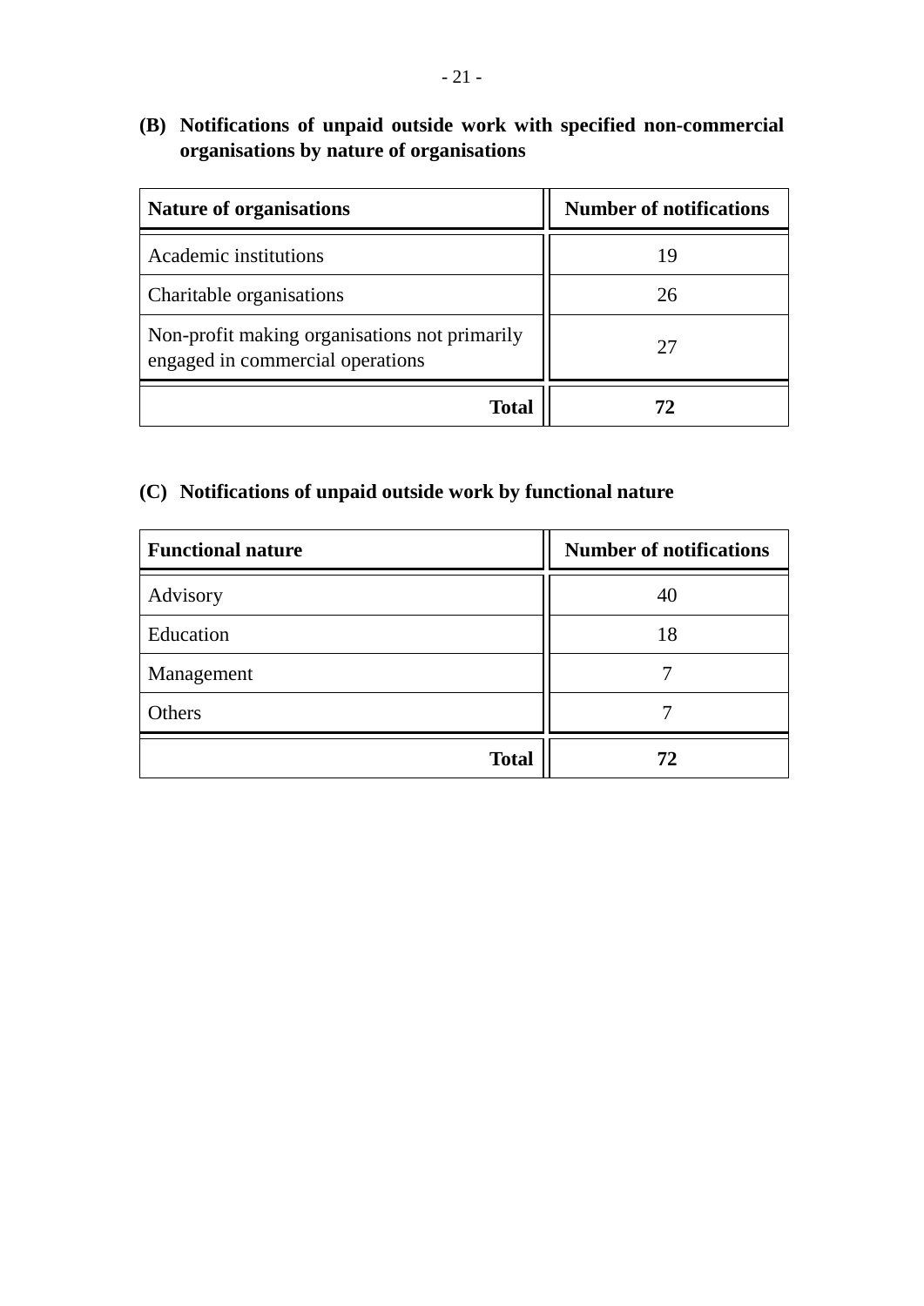**(B) Notifications of unpaid outside work with specified non-commercial organisations by nature of organisations**

| Nature of organisations | Number of notifications |
|---|---|
| Academic institutions | 19 |
| Charitable organisations | 26 |
| Non-profit making organisations not primarily engaged in commercial operations | 27 |
| **Total** | **72** |

**(C) Notifications of unpaid outside work by functional nature**

| Functional nature | Number of notifications |
|---|---|
| Advisory | 40 |
| Education | 18 |
| Management | 7 |
| Others | 7 |
| **Total** | **72** |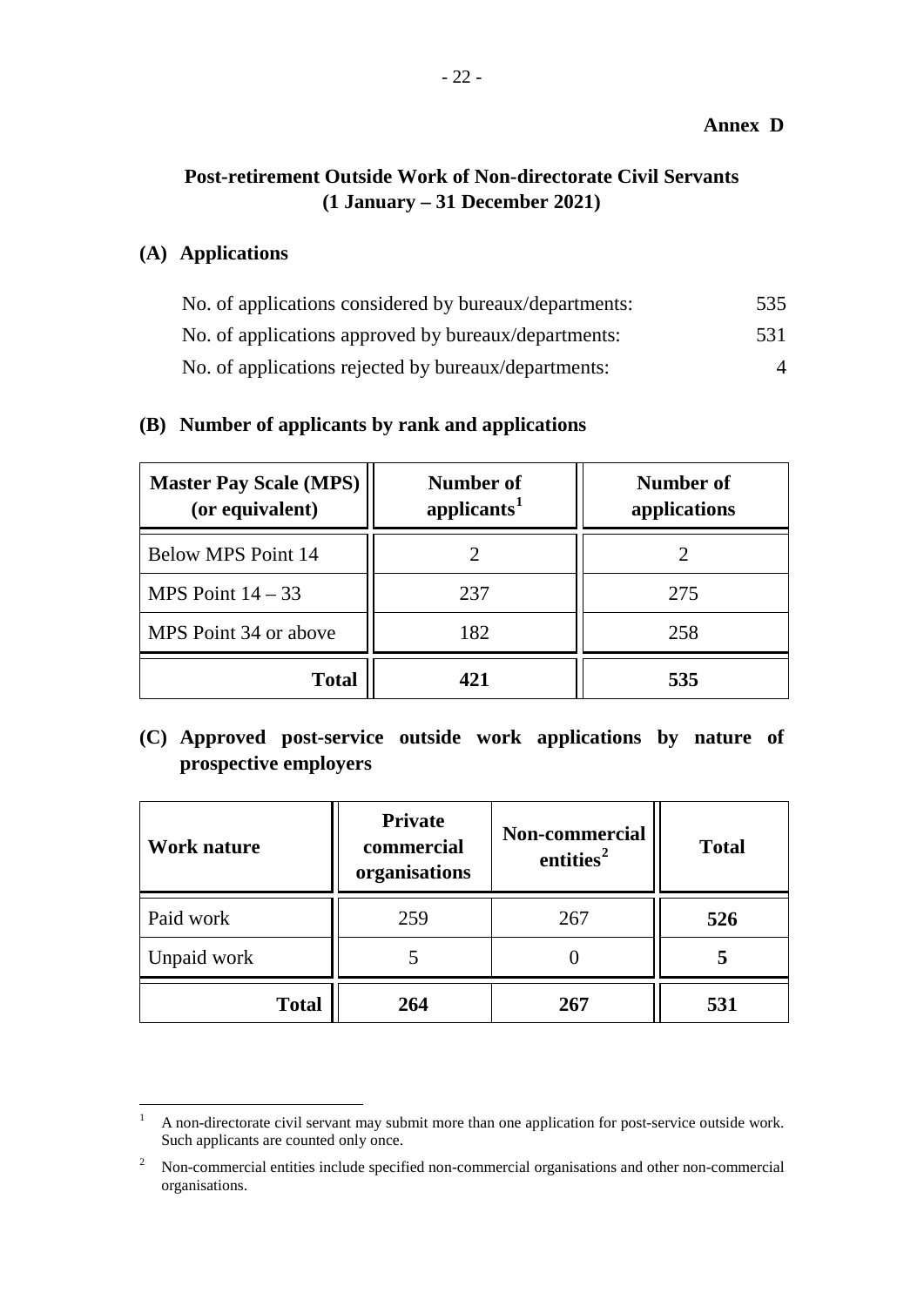**Annex D**

## Post-retirement Outside Work of Non-directorate Civil Servants (1 January – 31 December 2021)

### (A) Applications

| | |
|---|---|
| No. of applications considered by bureaux/departments: | 535 |
| No. of applications approved by bureaux/departments: | 531 |
| No. of applications rejected by bureaux/departments: | 4 |

### (B) Number of applicants by rank and applications

| Master Pay Scale (MPS) (or equivalent) | Number of applicants[1] | Number of applications |
|---|---|---|
| Below MPS Point 14 | 2 | 2 |
| MPS Point 14 – 33 | 237 | 275 |
| MPS Point 34 or above | 182 | 258 |
| **Total** | **421** | **535** |

### (C) Approved post-service outside work applications by nature of prospective employers

| Work nature | Private commercial organisations | Non-commercial entities[2] | Total |
|---|---|---|---|
| Paid work | 259 | 267 | **526** |
| Unpaid work | 5 | 0 | **5** |
| **Total** | **264** | **267** | **531** |

[1] A non-directorate civil servant may submit more than one application for post-service outside work. Such applicants are counted only once.

[2] Non-commercial entities include specified non-commercial organisations and other non-commercial organisations.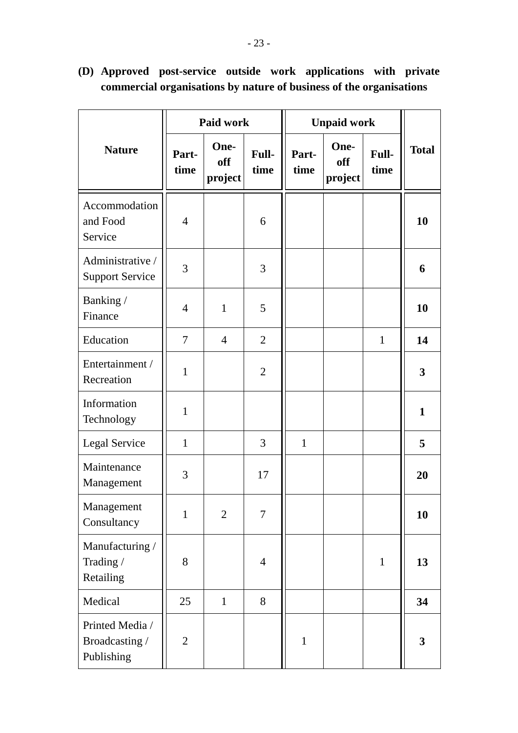**(D) Approved post-service outside work applications with private commercial organisations by nature of business of the organisations**

| Nature | Paid work | | | Unpaid work | | | Total |
|---|---|---|---|---|---|---|---|
| | Part-time | One-off project | Full-time | Part-time | One-off project | Full-time | |
| Accommodation and Food Service | 4 | | 6 | | | | **10** |
| Administrative / Support Service | 3 | | 3 | | | | **6** |
| Banking / Finance | 4 | 1 | 5 | | | | **10** |
| Education | 7 | 4 | 2 | | | 1 | **14** |
| Entertainment / Recreation | 1 | | 2 | | | | **3** |
| Information Technology | 1 | | | | | | **1** |
| Legal Service | 1 | | 3 | 1 | | | **5** |
| Maintenance Management | 3 | | 17 | | | | **20** |
| Management Consultancy | 1 | 2 | 7 | | | | **10** |
| Manufacturing / Trading / Retailing | 8 | | 4 | | | 1 | **13** |
| Medical | 25 | 1 | 8 | | | | **34** |
| Printed Media / Broadcasting / Publishing | 2 | | | 1 | | | **3** |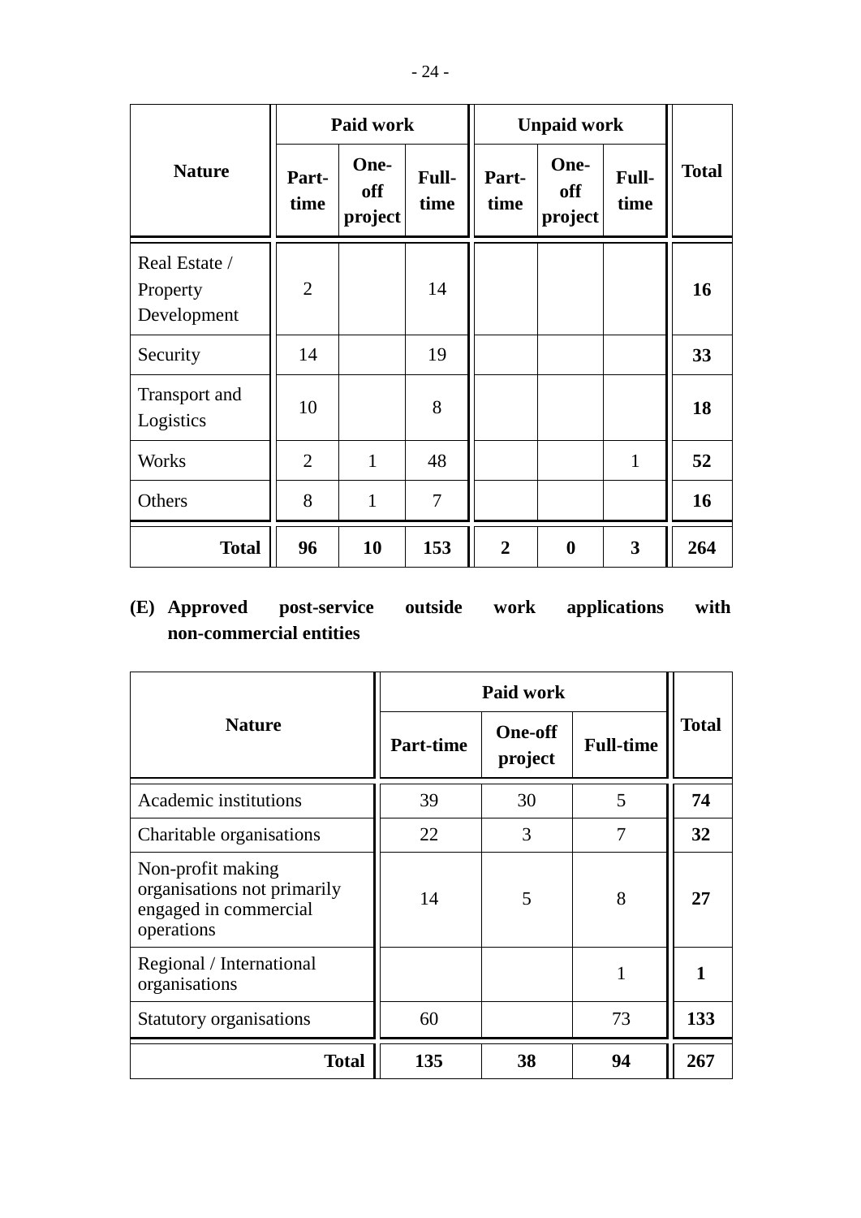| Nature | Paid work | | | Unpaid work | | | Total |
|---|---|---|---|---|---|---|---|
| | Part-time | One-off project | Full-time | Part-time | One-off project | Full-time | |
| Real Estate / Property Development | 2 | | 14 | | | | **16** |
| Security | 14 | | 19 | | | | **33** |
| Transport and Logistics | 10 | | 8 | | | | **18** |
| Works | 2 | 1 | 48 | | | 1 | **52** |
| Others | 8 | 1 | 7 | | | | **16** |
| **Total** | **96** | **10** | **153** | **2** | **0** | **3** | **264** |

**(E) Approved post-service outside work applications with non-commercial entities**

| Nature | Paid work | | | Total |
|---|---|---|---|---|
| | Part-time | One-off project | Full-time | |
| Academic institutions | 39 | 30 | 5 | **74** |
| Charitable organisations | 22 | 3 | 7 | **32** |
| Non-profit making organisations not primarily engaged in commercial operations | 14 | 5 | 8 | **27** |
| Regional / International organisations | | | 1 | **1** |
| Statutory organisations | 60 | | 73 | **133** |
| **Total** | **135** | **38** | **94** | **267** |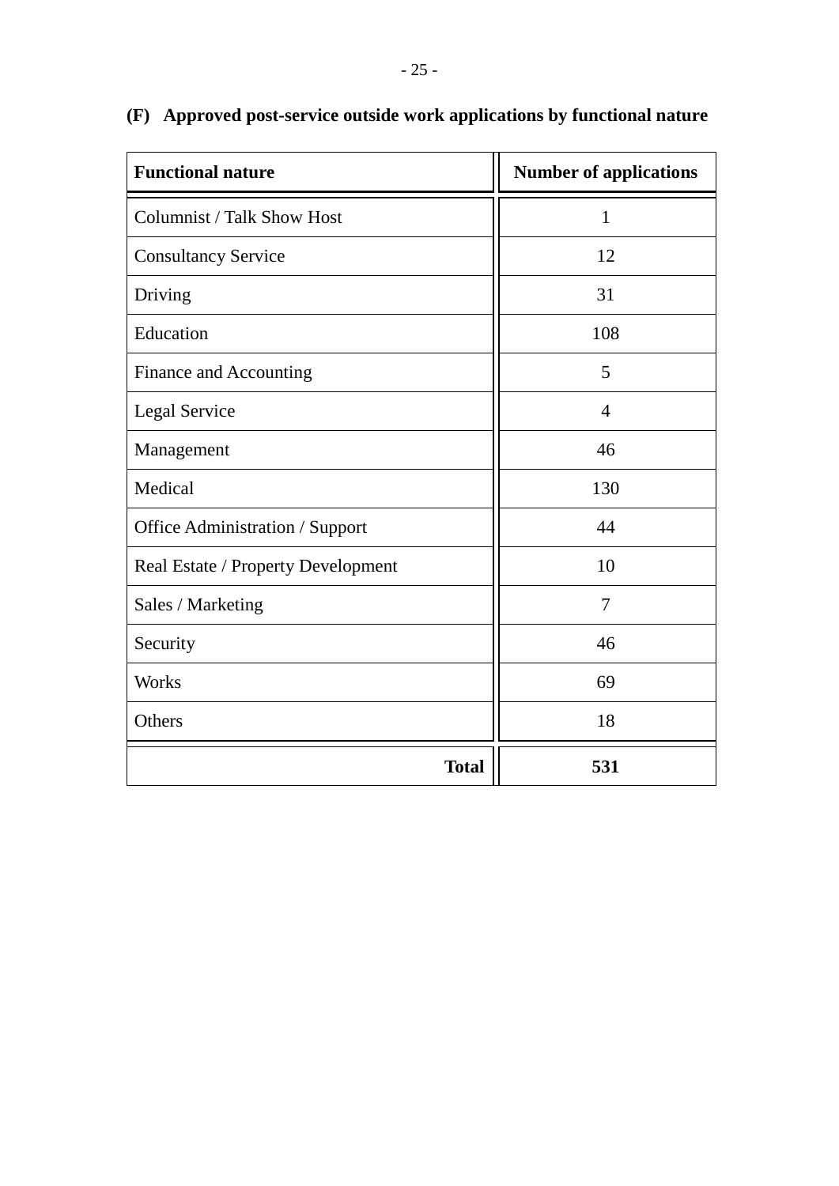### (F) Approved post-service outside work applications by functional nature

| Functional nature | Number of applications |
|---|---|
| Columnist / Talk Show Host | 1 |
| Consultancy Service | 12 |
| Driving | 31 |
| Education | 108 |
| Finance and Accounting | 5 |
| Legal Service | 4 |
| Management | 46 |
| Medical | 130 |
| Office Administration / Support | 44 |
| Real Estate / Property Development | 10 |
| Sales / Marketing | 7 |
| Security | 46 |
| Works | 69 |
| Others | 18 |
| **Total** | **531** |